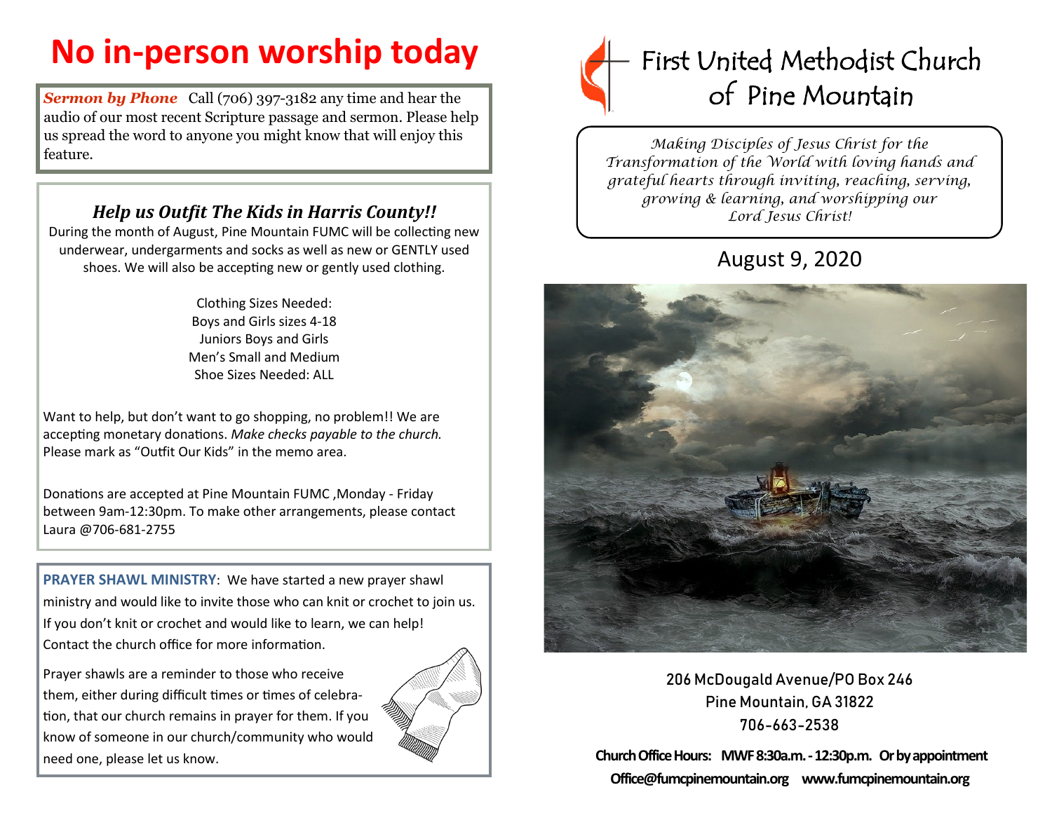# No in-person worship today

***Sermon by Phone*** Call (706) 397-3182 any time and hear the audio of our most recent Scripture passage and sermon. Please help us spread the word to anyone you might know that will enjoy this feature.

### *Help us Outfit The Kids in Harris County!!*

During the month of August, Pine Mountain FUMC will be collecting new underwear, undergarments and socks as well as new or GENTLY used shoes. We will also be accepting new or gently used clothing.

Clothing Sizes Needed:
Boys and Girls sizes 4-18
Juniors Boys and Girls
Men's Small and Medium
Shoe Sizes Needed: ALL

Want to help, but don't want to go shopping, no problem!! We are accepting monetary donations. *Make checks payable to the church.* Please mark as "Outfit Our Kids" in the memo area.

Donations are accepted at Pine Mountain FUMC ,Monday - Friday between 9am-12:30pm. To make other arrangements, please contact Laura @706-681-2755

**PRAYER SHAWL MINISTRY**: We have started a new prayer shawl ministry and would like to invite those who can knit or crochet to join us. If you don't knit or crochet and would like to learn, we can help! Contact the church office for more information.

Prayer shawls are a reminder to those who receive them, either during difficult times or times of celebration, that our church remains in prayer for them. If you know of someone in our church/community who would need one, please let us know.

# First United Methodist Church of Pine Mountain

*Making Disciples of Jesus Christ for the Transformation of the World with loving hands and grateful hearts through inviting, reaching, serving, growing & learning, and worshipping our Lord Jesus Christ!*

## August 9, 2020

206 McDougald Avenue/PO Box 246
Pine Mountain, GA 31822
706-663-2538

**Church Office Hours: MWF 8:30a.m. - 12:30p.m. Or by appointment**
**Office@fumcpinemountain.org www.fumcpinemountain.org**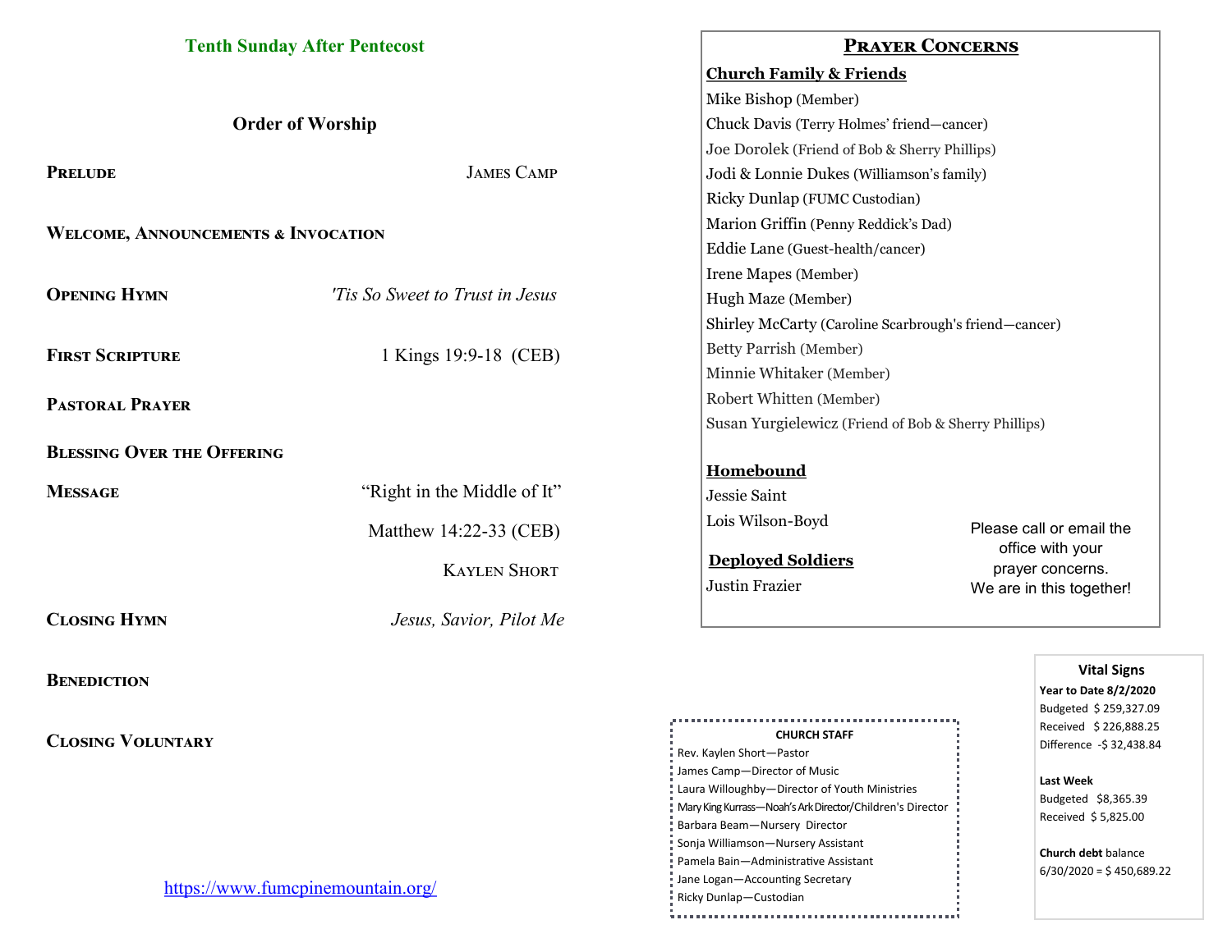## Tenth Sunday After Pentecost

### Order of Worship

**Prelude** — James Camp

**Welcome, Announcements & Invocation**

**Opening Hymn** — *'Tis So Sweet to Trust in Jesus*

**First Scripture** — 1 Kings 19:9-18 (CEB)

**Pastoral Prayer**

**Blessing Over the Offering**

**Message** — "Right in the Middle of It"

Matthew 14:22-33 (CEB)

Kaylen Short

**Closing Hymn** — *Jesus, Savior, Pilot Me*

**Benediction**

**Closing Voluntary**

https://www.fumcpinemountain.org/

## Prayer Concerns

### Church Family & Friends

Mike Bishop (Member)
Chuck Davis (Terry Holmes' friend—cancer)
Joe Dorolek (Friend of Bob & Sherry Phillips)
Jodi & Lonnie Dukes (Williamson's family)
Ricky Dunlap (FUMC Custodian)
Marion Griffin (Penny Reddick's Dad)
Eddie Lane (Guest-health/cancer)
Irene Mapes (Member)
Hugh Maze (Member)
Shirley McCarty (Caroline Scarbrough's friend—cancer)
Betty Parrish (Member)
Minnie Whitaker (Member)
Robert Whitten (Member)
Susan Yurgielewicz (Friend of Bob & Sherry Phillips)

### Homebound

Jessie Saint
Lois Wilson-Boyd

### Deployed Soldiers

Justin Frazier

Please call or email the office with your prayer concerns. We are in this together!

**CHURCH STAFF**

Rev. Kaylen Short—Pastor
James Camp—Director of Music
Laura Willoughby—Director of Youth Ministries
Mary King Kurrass—Noah's Ark Director/Children's Director
Barbara Beam—Nursery Director
Sonja Williamson—Nursery Assistant
Pamela Bain—Administrative Assistant
Jane Logan—Accounting Secretary
Ricky Dunlap—Custodian

**Vital Signs**

**Year to Date 8/2/2020**
Budgeted $ 259,327.09
Received $ 226,888.25
Difference -$ 32,438.84

**Last Week**
Budgeted $8,365.39
Received $ 5,825.00

**Church debt** balance
6/30/2020 = $ 450,689.22